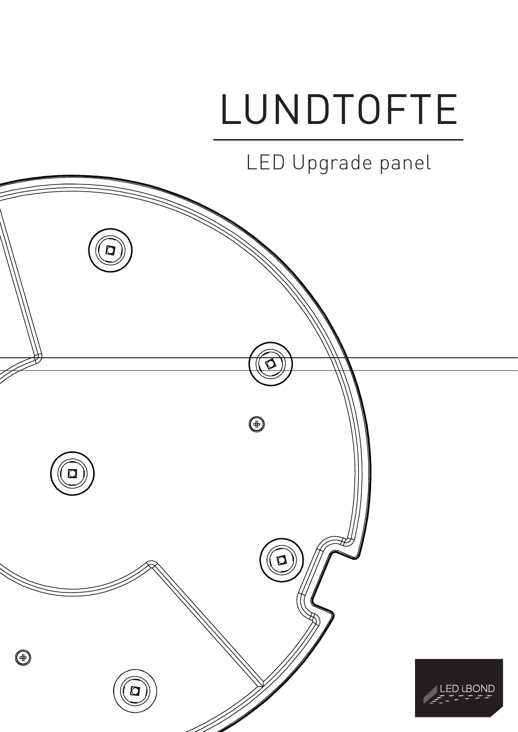# LUNDTOFTE

LED Upgrade panel

LED iBOND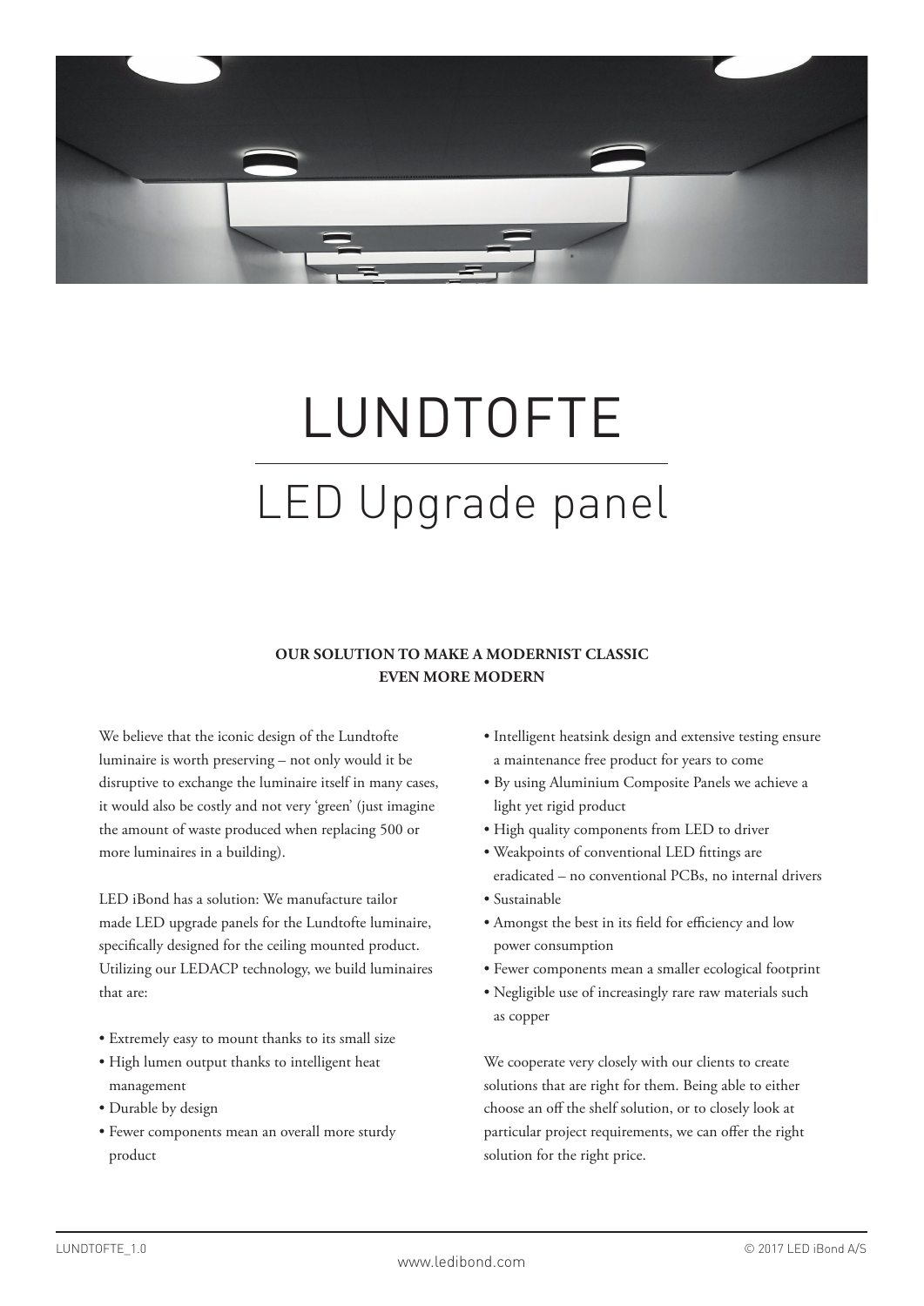# LUNDTOFTE

## LED Upgrade panel

**OUR SOLUTION TO MAKE A MODERNIST CLASSIC EVEN MORE MODERN**

We believe that the iconic design of the Lundtofte luminaire is worth preserving – not only would it be disruptive to exchange the luminaire itself in many cases, it would also be costly and not very 'green' (just imagine the amount of waste produced when replacing 500 or more luminaires in a building).

LED iBond has a solution: We manufacture tailor made LED upgrade panels for the Lundtofte luminaire, specifically designed for the ceiling mounted product. Utilizing our LEDACP technology, we build luminaires that are:

- Extremely easy to mount thanks to its small size
- High lumen output thanks to intelligent heat management
- Durable by design
- Fewer components mean an overall more sturdy product
- Intelligent heatsink design and extensive testing ensure a maintenance free product for years to come
- By using Aluminium Composite Panels we achieve a light yet rigid product
- High quality components from LED to driver
- Weakpoints of conventional LED fittings are eradicated – no conventional PCBs, no internal drivers
- Sustainable
- Amongst the best in its field for efficiency and low power consumption
- Fewer components mean a smaller ecological footprint
- Negligible use of increasingly rare raw materials such as copper

We cooperate very closely with our clients to create solutions that are right for them. Being able to either choose an off the shelf solution, or to closely look at particular project requirements, we can offer the right solution for the right price.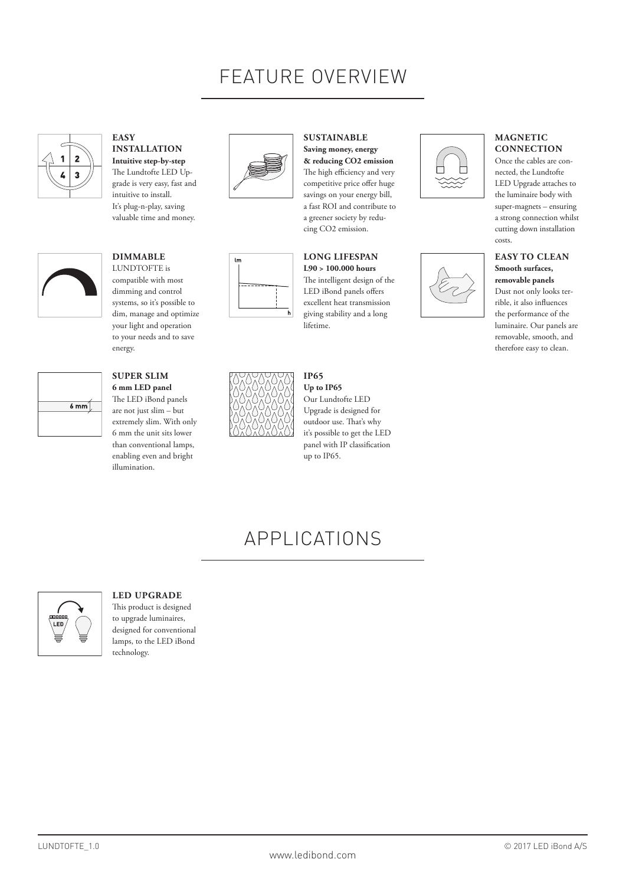# FEATURE OVERVIEW

### EASY INSTALLATION

**Intuitive step-by-step**

The Lundtofte LED Upgrade is very easy, fast and intuitive to install. It's plug-n-play, saving valuable time and money.

### DIMMABLE

LUNDTOFTE is compatible with most dimming and control systems, so it's possible to dim, manage and optimize your light and operation to your needs and to save energy.

### SUPER SLIM

**6 mm LED panel**

The LED iBond panels are not just slim – but extremely slim. With only 6 mm the unit sits lower than conventional lamps, enabling even and bright illumination.

### SUSTAINABLE

**Saving money, energy & reducing CO2 emission**

The high efficiency and very competitive price offer huge savings on your energy bill, a fast ROI and contribute to a greener society by reducing CO2 emission.

### LONG LIFESPAN

**L90 > 100.000 hours**

The intelligent design of the LED iBond panels offers excellent heat transmission giving stability and a long lifetime.

### IP65

**Up to IP65**

Our Lundtofte LED Upgrade is designed for outdoor use. That's why it's possible to get the LED panel with IP classification up to IP65.

### MAGNETIC CONNECTION

Once the cables are connected, the Lundtofte LED Upgrade attaches to the luminaire body with super-magnets – ensuring a strong connection whilst cutting down installation costs.

### EASY TO CLEAN

**Smooth surfaces, removable panels**

Dust not only looks terrible, it also influences the performance of the luminaire. Our panels are removable, smooth, and therefore easy to clean.

# APPLICATIONS

### LED UPGRADE

This product is designed to upgrade luminaires, designed for conventional lamps, to the LED iBond technology.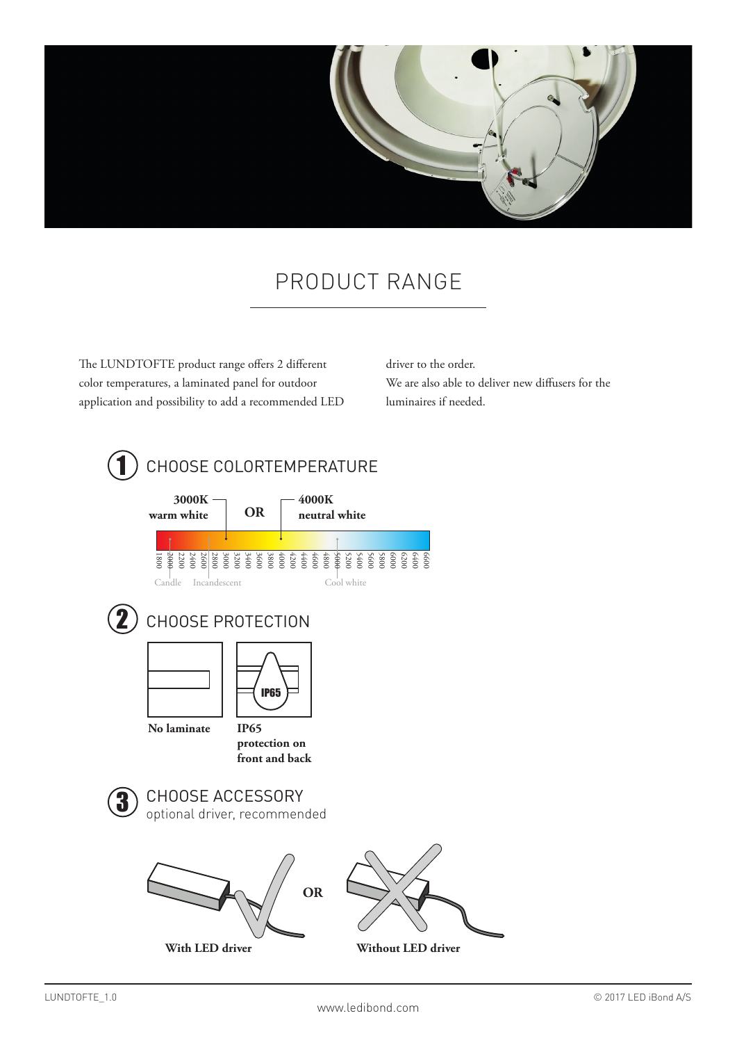#### PRODUCT RANGE

The LUNDTOFTE product range offers 2 different color temperatures, a laminated panel for outdoor application and possibility to add a recommended LED driver to the order.
We are also able to deliver new diffusers for the luminaires if needed.

## 1 CHOOSE COLORTEMPERATURE

**3000K warm white** **OR** **4000K neutral white**

1800 2000 2200 2400 2600 2800 3000 3200 3400 3600 3800 4000 4200 4400 4600 4800 5000 5200 5400 5600 5800 6000 6200 6400 6600

Candle Incandescent Cool white

## 2 CHOOSE PROTECTION

IP65

**No laminate**

**IP65 protection on front and back**

## 3 CHOOSE ACCESSORY

optional driver, recommended

**OR**

**With LED driver**

**Without LED driver**